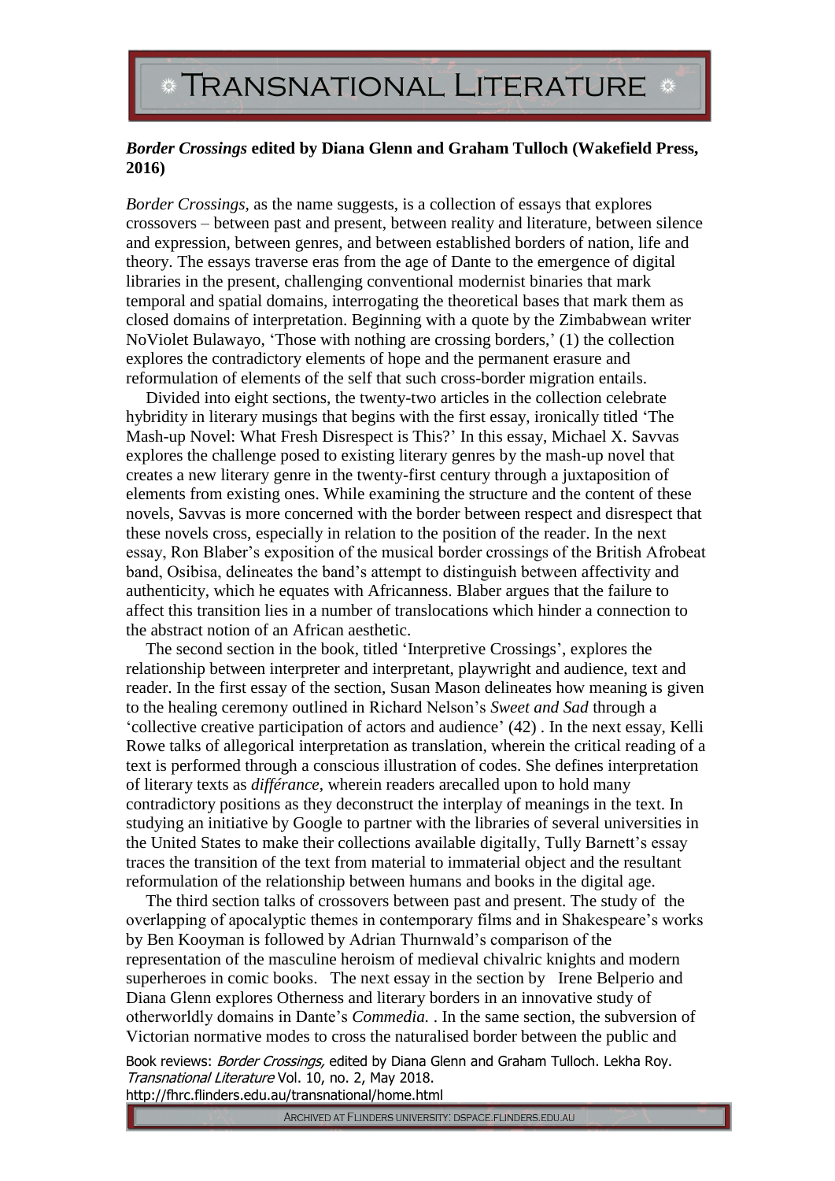# *Border Crossings* edited by Diana Glenn and Graham Tulloch (Wakefield Press, 2016)

*Border Crossings,* as the name suggests, is a collection of essays that explores crossovers – between past and present, between reality and literature, between silence and expression, between genres, and between established borders of nation, life and theory. The essays traverse eras from the age of Dante to the emergence of digital libraries in the present, challenging conventional modernist binaries that mark temporal and spatial domains, interrogating the theoretical bases that mark them as closed domains of interpretation. Beginning with a quote by the Zimbabwean writer NoViolet Bulawayo, 'Those with nothing are crossing borders,' (1) the collection explores the contradictory elements of hope and the permanent erasure and reformulation of elements of the self that such cross-border migration entails.

Divided into eight sections, the twenty-two articles in the collection celebrate hybridity in literary musings that begins with the first essay, ironically titled 'The Mash-up Novel: What Fresh Disrespect is This?' In this essay, Michael X. Savvas explores the challenge posed to existing literary genres by the mash-up novel that creates a new literary genre in the twenty-first century through a juxtaposition of elements from existing ones. While examining the structure and the content of these novels, Savvas is more concerned with the border between respect and disrespect that these novels cross, especially in relation to the position of the reader. In the next essay, Ron Blaber's exposition of the musical border crossings of the British Afrobeat band, Osibisa, delineates the band's attempt to distinguish between affectivity and authenticity, which he equates with Africanness. Blaber argues that the failure to affect this transition lies in a number of translocations which hinder a connection to the abstract notion of an African aesthetic.

The second section in the book, titled 'Interpretive Crossings', explores the relationship between interpreter and interpretant, playwright and audience, text and reader. In the first essay of the section, Susan Mason delineates how meaning is given to the healing ceremony outlined in Richard Nelson's *Sweet and Sad* through a 'collective creative participation of actors and audience' (42) . In the next essay, Kelli Rowe talks of allegorical interpretation as translation, wherein the critical reading of a text is performed through a conscious illustration of codes. She defines interpretation of literary texts as *différance*, wherein readers arecalled upon to hold many contradictory positions as they deconstruct the interplay of meanings in the text. In studying an initiative by Google to partner with the libraries of several universities in the United States to make their collections available digitally, Tully Barnett's essay traces the transition of the text from material to immaterial object and the resultant reformulation of the relationship between humans and books in the digital age.

The third section talks of crossovers between past and present. The study of the overlapping of apocalyptic themes in contemporary films and in Shakespeare's works by Ben Kooyman is followed by Adrian Thurnwald's comparison of the representation of the masculine heroism of medieval chivalric knights and modern superheroes in comic books. The next essay in the section by Irene Belperio and Diana Glenn explores Otherness and literary borders in an innovative study of otherworldly domains in Dante's *Commedia.* . In the same section, the subversion of Victorian normative modes to cross the naturalised border between the public and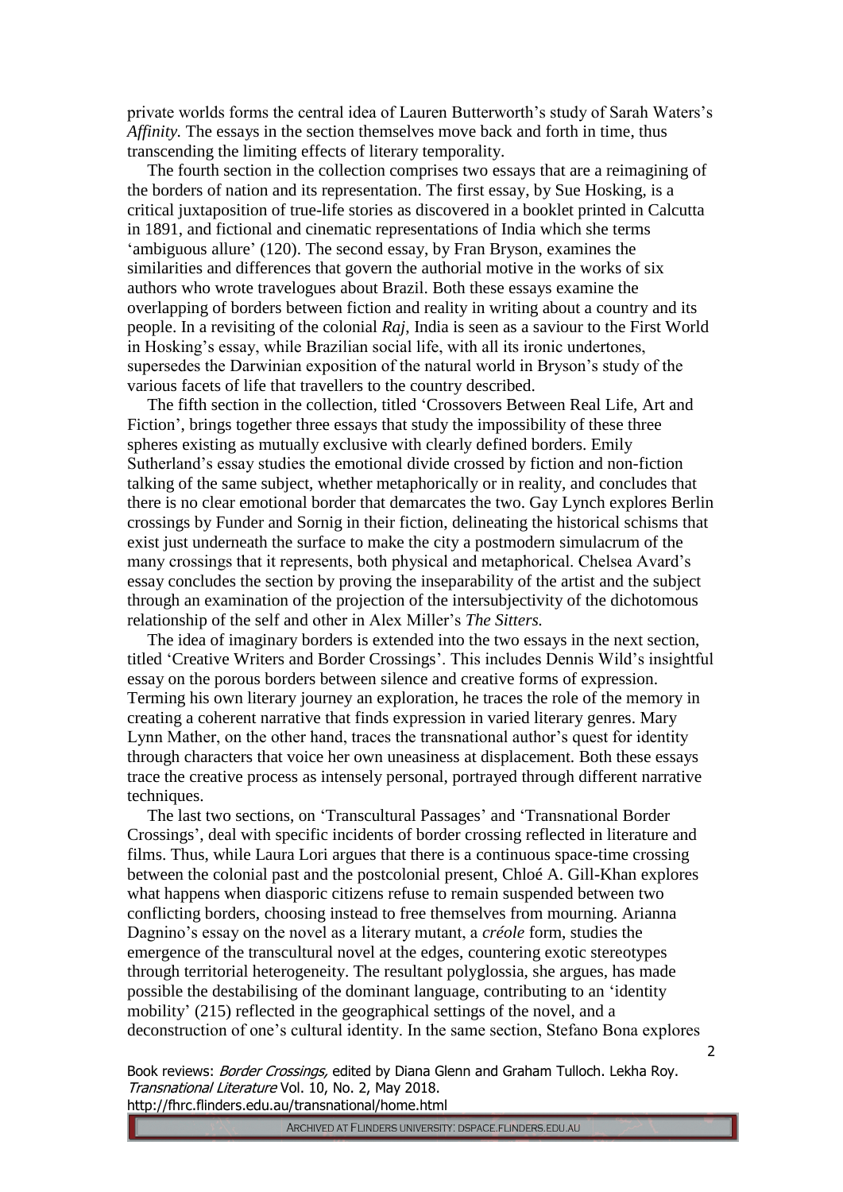private worlds forms the central idea of Lauren Butterworth's study of Sarah Waters's *Affinity.* The essays in the section themselves move back and forth in time, thus transcending the limiting effects of literary temporality.

The fourth section in the collection comprises two essays that are a reimagining of the borders of nation and its representation. The first essay, by Sue Hosking, is a critical juxtaposition of true-life stories as discovered in a booklet printed in Calcutta in 1891, and fictional and cinematic representations of India which she terms 'ambiguous allure' (120). The second essay, by Fran Bryson, examines the similarities and differences that govern the authorial motive in the works of six authors who wrote travelogues about Brazil. Both these essays examine the overlapping of borders between fiction and reality in writing about a country and its people. In a revisiting of the colonial *Raj*, India is seen as a saviour to the First World in Hosking's essay, while Brazilian social life, with all its ironic undertones, supersedes the Darwinian exposition of the natural world in Bryson's study of the various facets of life that travellers to the country described.

The fifth section in the collection, titled 'Crossovers Between Real Life, Art and Fiction', brings together three essays that study the impossibility of these three spheres existing as mutually exclusive with clearly defined borders. Emily Sutherland's essay studies the emotional divide crossed by fiction and non-fiction talking of the same subject, whether metaphorically or in reality, and concludes that there is no clear emotional border that demarcates the two. Gay Lynch explores Berlin crossings by Funder and Sornig in their fiction, delineating the historical schisms that exist just underneath the surface to make the city a postmodern simulacrum of the many crossings that it represents, both physical and metaphorical. Chelsea Avard's essay concludes the section by proving the inseparability of the artist and the subject through an examination of the projection of the intersubjectivity of the dichotomous relationship of the self and other in Alex Miller's *The Sitters.*

The idea of imaginary borders is extended into the two essays in the next section, titled 'Creative Writers and Border Crossings'. This includes Dennis Wild's insightful essay on the porous borders between silence and creative forms of expression. Terming his own literary journey an exploration, he traces the role of the memory in creating a coherent narrative that finds expression in varied literary genres. Mary Lynn Mather, on the other hand, traces the transnational author's quest for identity through characters that voice her own uneasiness at displacement. Both these essays trace the creative process as intensely personal, portrayed through different narrative techniques.

The last two sections, on 'Transcultural Passages' and 'Transnational Border Crossings', deal with specific incidents of border crossing reflected in literature and films. Thus, while Laura Lori argues that there is a continuous space-time crossing between the colonial past and the postcolonial present, Chloé A. Gill-Khan explores what happens when diasporic citizens refuse to remain suspended between two conflicting borders, choosing instead to free themselves from mourning. Arianna Dagnino's essay on the novel as a literary mutant, a *créole* form, studies the emergence of the transcultural novel at the edges, countering exotic stereotypes through territorial heterogeneity. The resultant polyglossia, she argues, has made possible the destabilising of the dominant language, contributing to an 'identity mobility' (215) reflected in the geographical settings of the novel, and a deconstruction of one's cultural identity. In the same section, Stefano Bona explores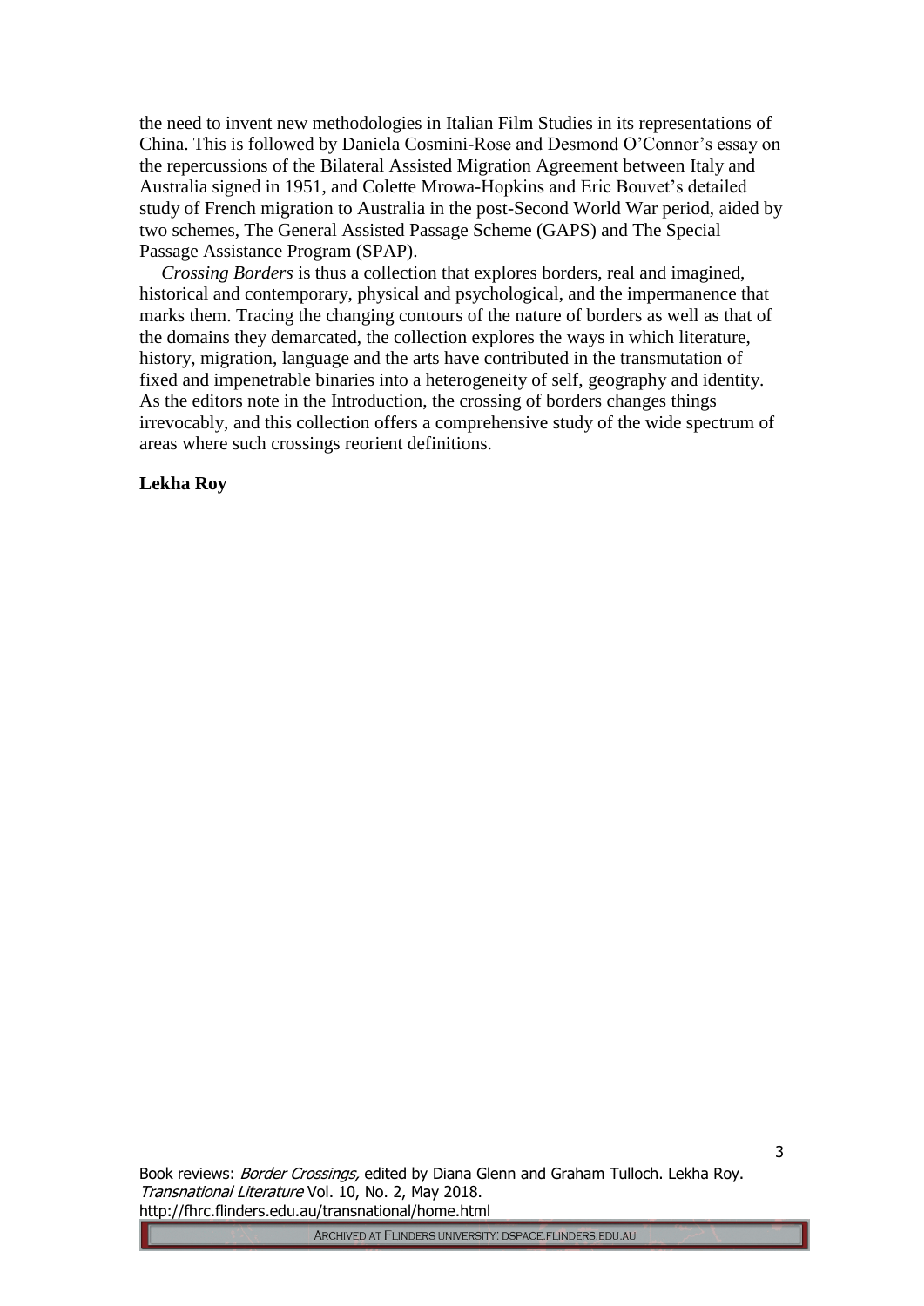the need to invent new methodologies in Italian Film Studies in its representations of China. This is followed by Daniela Cosmini-Rose and Desmond O'Connor's essay on the repercussions of the Bilateral Assisted Migration Agreement between Italy and Australia signed in 1951, and Colette Mrowa-Hopkins and Eric Bouvet's detailed study of French migration to Australia in the post-Second World War period, aided by two schemes, The General Assisted Passage Scheme (GAPS) and The Special Passage Assistance Program (SPAP).

*Crossing Borders* is thus a collection that explores borders, real and imagined, historical and contemporary, physical and psychological, and the impermanence that marks them. Tracing the changing contours of the nature of borders as well as that of the domains they demarcated, the collection explores the ways in which literature, history, migration, language and the arts have contributed in the transmutation of fixed and impenetrable binaries into a heterogeneity of self, geography and identity. As the editors note in the Introduction, the crossing of borders changes things irrevocably, and this collection offers a comprehensive study of the wide spectrum of areas where such crossings reorient definitions.

**Lekha Roy**